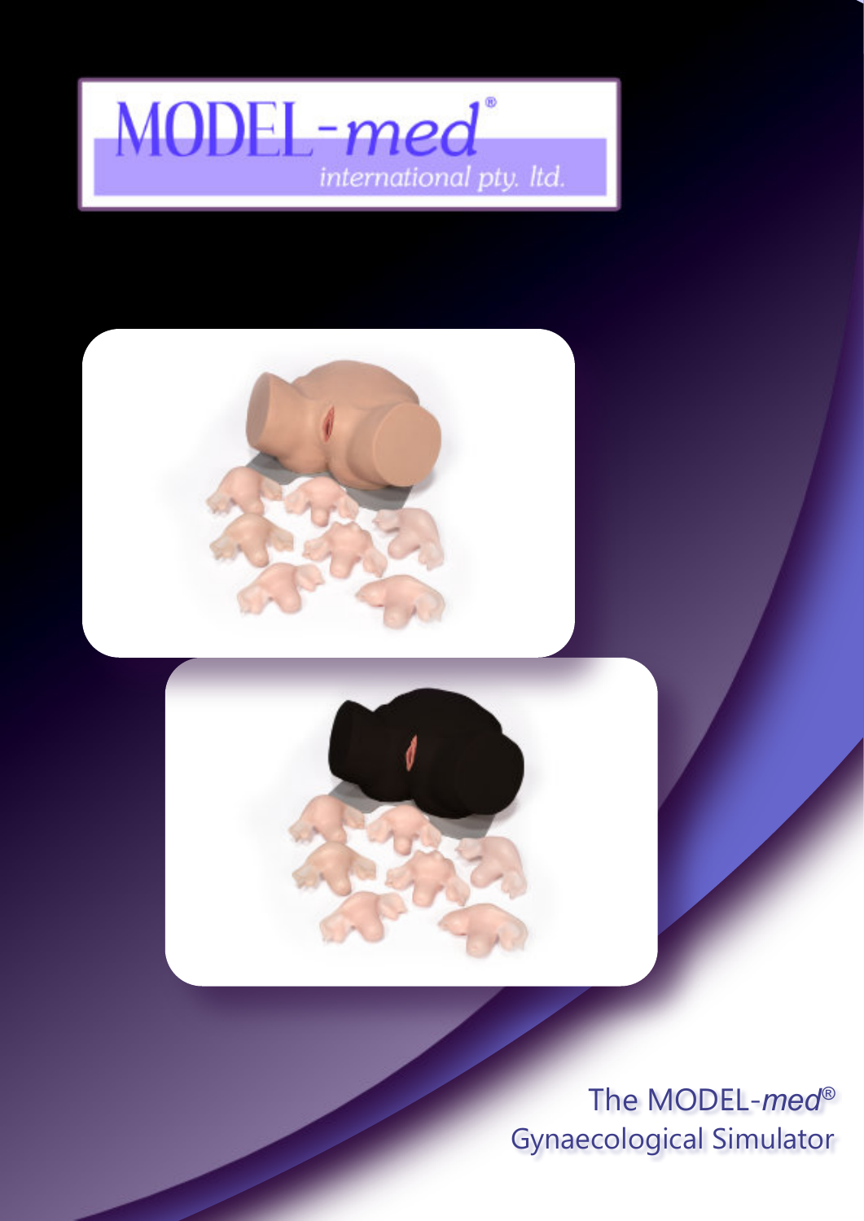MODEL-*med*®

*international pty. ltd.*

# The MODEL-*med*® Gynaecological Simulator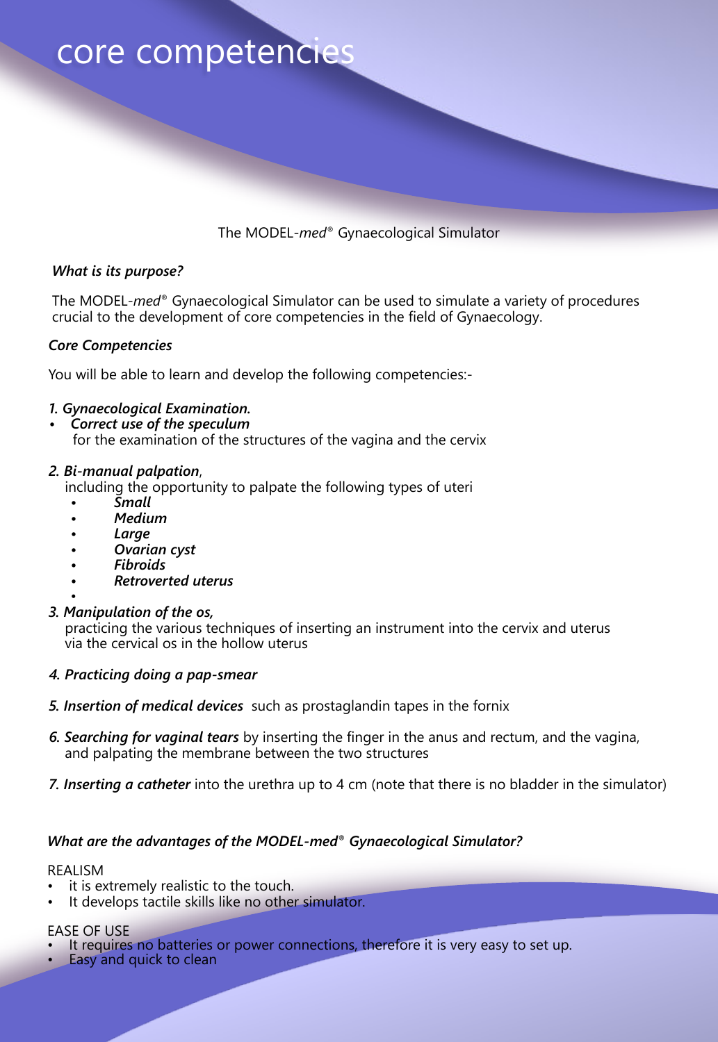# core competencies

The MODEL-*med*® Gynaecological Simulator

***What is its purpose?***

The MODEL-*med*® Gynaecological Simulator can be used to simulate a variety of procedures crucial to the development of core competencies in the field of Gynaecology.

***Core Competencies***

You will be able to learn and develop the following competencies:-

***1. Gynaecological Examination.***

- ***Correct use of the speculum*** for the examination of the structures of the vagina and the cervix

***2. Bi-manual palpation***, including the opportunity to palpate the following types of uteri

- ***Small***
- ***Medium***
- ***Large***
- ***Ovarian cyst***
- ***Fibroids***
- ***Retroverted uterus***

***3. Manipulation of the os,*** practicing the various techniques of inserting an instrument into the cervix and uterus via the cervical os in the hollow uterus

***4. Practicing doing a pap-smear***

***5. Insertion of medical devices*** such as prostaglandin tapes in the fornix

***6. Searching for vaginal tears*** by inserting the finger in the anus and rectum, and the vagina, and palpating the membrane between the two structures

***7. Inserting a catheter*** into the urethra up to 4 cm (note that there is no bladder in the simulator)

***What are the advantages of the MODEL-med® Gynaecological Simulator?***

REALISM

- it is extremely realistic to the touch.
- It develops tactile skills like no other simulator.

EASE OF USE

- It requires no batteries or power connections, therefore it is very easy to set up.
- Easy and quick to clean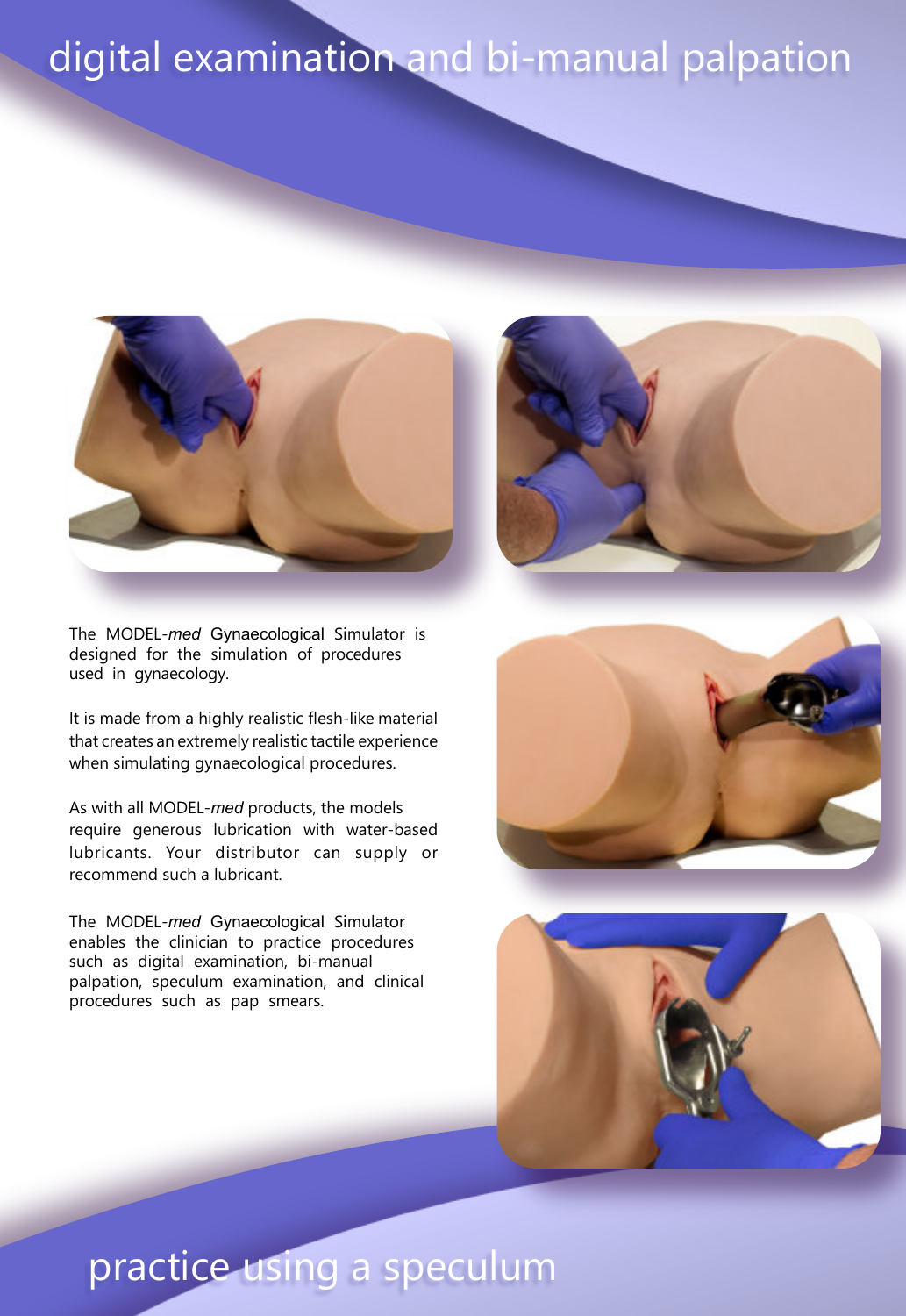# digital examination and bi-manual palpation

The MODEL-*med* Gynaecological Simulator is designed for the simulation of procedures used in gynaecology.

It is made from a highly realistic flesh-like material that creates an extremely realistic tactile experience when simulating gynaecological procedures.

As with all MODEL-*med* products, the models require generous lubrication with water-based lubricants. Your distributor can supply or recommend such a lubricant.

The MODEL-*med* Gynaecological Simulator enables the clinician to practice procedures such as digital examination, bi-manual palpation, speculum examination, and clinical procedures such as pap smears.

# practice using a speculum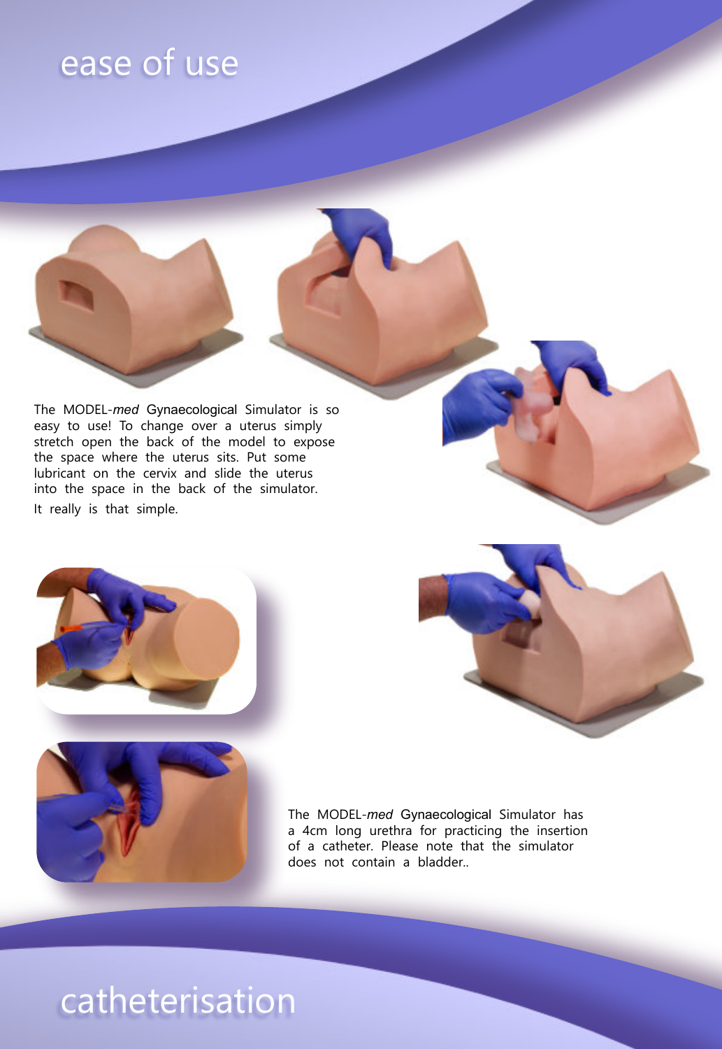# ease of use

The MODEL-*med* Gynaecological Simulator is so easy to use! To change over a uterus simply stretch open the back of the model to expose the space where the uterus sits. Put some lubricant on the cervix and slide the uterus into the space in the back of the simulator.

It really is that simple.

The MODEL-*med* Gynaecological Simulator has a 4cm long urethra for practicing the insertion of a catheter. Please note that the simulator does not contain a bladder..

# catheterisation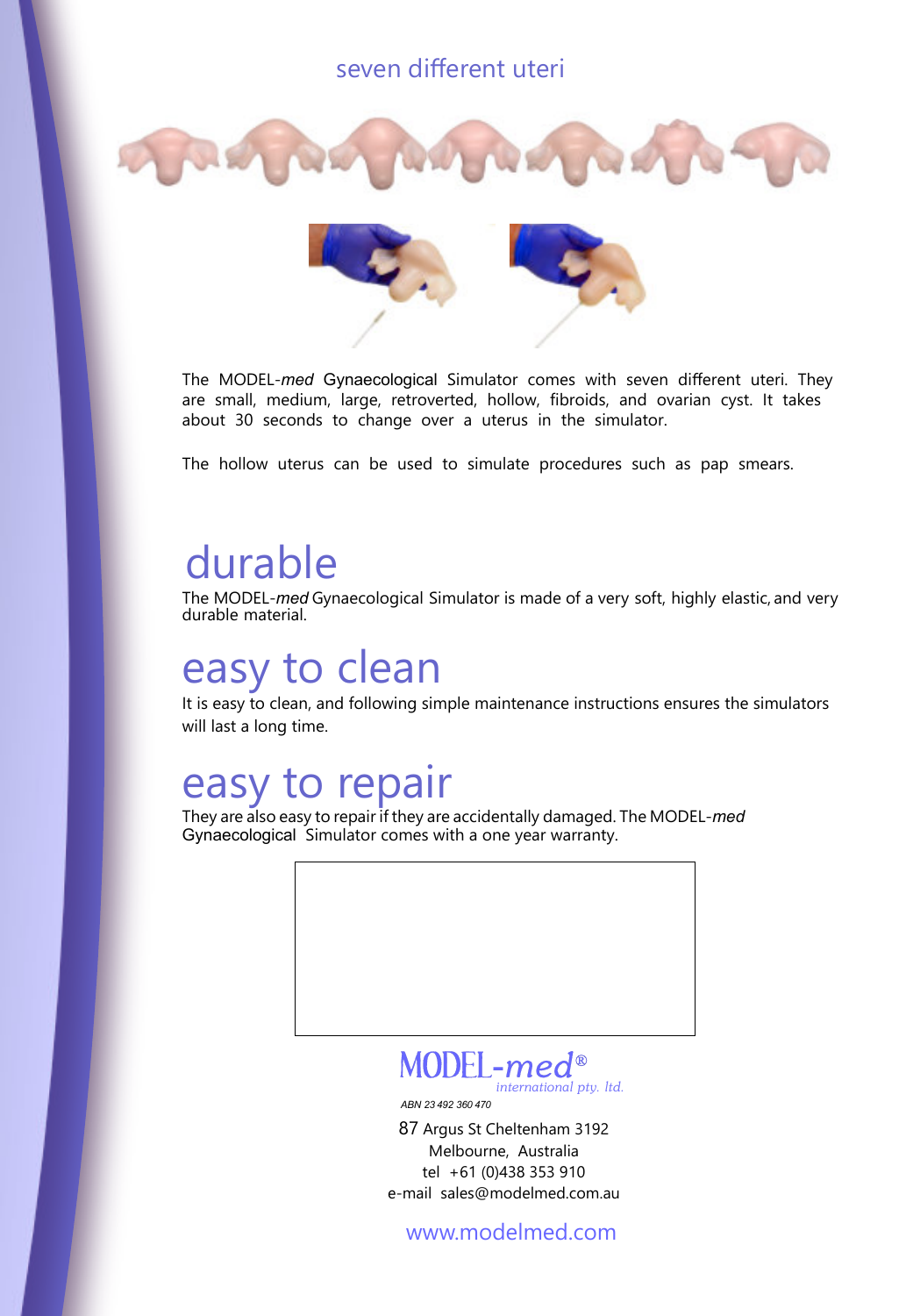## seven different uteri

The MODEL-*med* Gynaecological Simulator comes with seven different uteri. They are small, medium, large, retroverted, hollow, fibroids, and ovarian cyst. It takes about 30 seconds to change over a uterus in the simulator.

The hollow uterus can be used to simulate procedures such as pap smears.

# durable

The MODEL-*med* Gynaecological Simulator is made of a very soft, highly elastic, and very durable material.

# easy to clean

It is easy to clean, and following simple maintenance instructions ensures the simulators will last a long time.

# easy to repair

They are also easy to repair if they are accidentally damaged. The MODEL-*med* Gynaecological Simulator comes with a one year warranty.

MODEL-*med*®
*international pty. ltd.*

*ABN 23 492 360 470*

87 Argus St Cheltenham 3192
Melbourne, Australia
tel +61 (0)438 353 910
e-mail sales@modelmed.com.au

www.modelmed.com